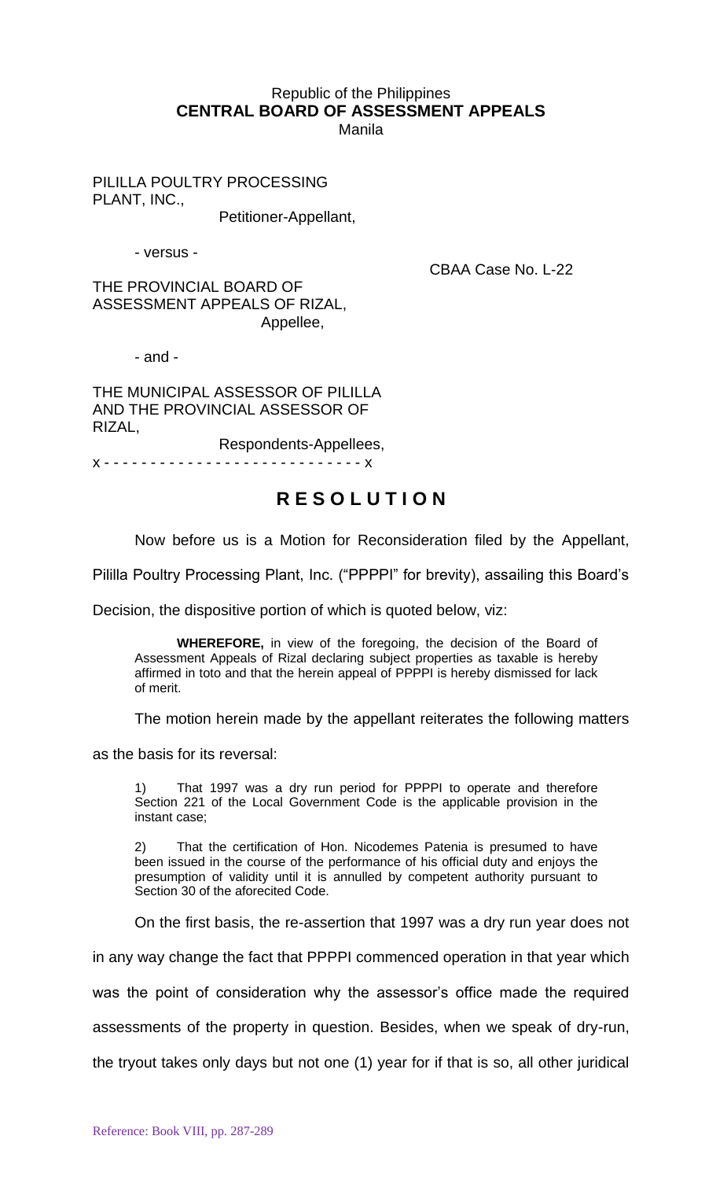Republic of the Philippines
**CENTRAL BOARD OF ASSESSMENT APPEALS**
Manila

PILILLA POULTRY PROCESSING PLANT, INC.,
Petitioner-Appellant,

- versus -

CBAA Case No. L-22

THE PROVINCIAL BOARD OF ASSESSMENT APPEALS OF RIZAL,
Appellee,

- and -

THE MUNICIPAL ASSESSOR OF PILILLA AND THE PROVINCIAL ASSESSOR OF RIZAL,
Respondents-Appellees,

x - - - - - - - - - - - - - - - - - - - - - - - - - - - x

# R E S O L U T I O N

Now before us is a Motion for Reconsideration filed by the Appellant, Pililla Poultry Processing Plant, Inc. ("PPPPI" for brevity), assailing this Board's Decision, the dispositive portion of which is quoted below, viz:

> **WHEREFORE,** in view of the foregoing, the decision of the Board of Assessment Appeals of Rizal declaring subject properties as taxable is hereby affirmed in toto and that the herein appeal of PPPPI is hereby dismissed for lack of merit.

The motion herein made by the appellant reiterates the following matters as the basis for its reversal:

> 1) That 1997 was a dry run period for PPPPI to operate and therefore Section 221 of the Local Government Code is the applicable provision in the instant case;
>
> 2) That the certification of Hon. Nicodemes Patenia is presumed to have been issued in the course of the performance of his official duty and enjoys the presumption of validity until it is annulled by competent authority pursuant to Section 30 of the aforecited Code.

On the first basis, the re-assertion that 1997 was a dry run year does not in any way change the fact that PPPPI commenced operation in that year which was the point of consideration why the assessor's office made the required assessments of the property in question. Besides, when we speak of dry-run, the tryout takes only days but not one (1) year for if that is so, all other juridical

Reference: Book VIII, pp. 287-289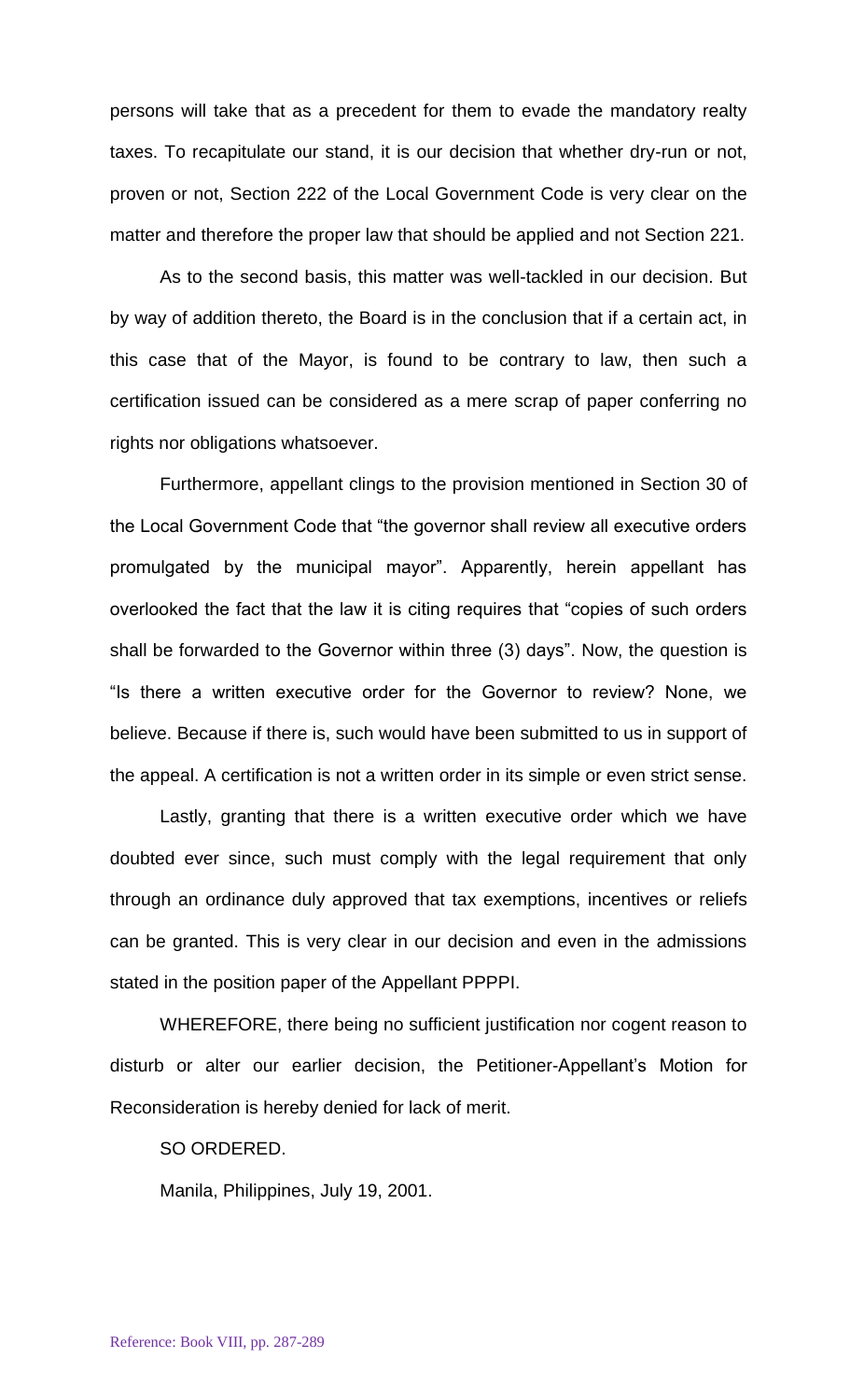persons will take that as a precedent for them to evade the mandatory realty taxes. To recapitulate our stand, it is our decision that whether dry-run or not, proven or not, Section 222 of the Local Government Code is very clear on the matter and therefore the proper law that should be applied and not Section 221.

As to the second basis, this matter was well-tackled in our decision. But by way of addition thereto, the Board is in the conclusion that if a certain act, in this case that of the Mayor, is found to be contrary to law, then such a certification issued can be considered as a mere scrap of paper conferring no rights nor obligations whatsoever.

Furthermore, appellant clings to the provision mentioned in Section 30 of the Local Government Code that "the governor shall review all executive orders promulgated by the municipal mayor". Apparently, herein appellant has overlooked the fact that the law it is citing requires that "copies of such orders shall be forwarded to the Governor within three (3) days". Now, the question is "Is there a written executive order for the Governor to review? None, we believe. Because if there is, such would have been submitted to us in support of the appeal. A certification is not a written order in its simple or even strict sense.

Lastly, granting that there is a written executive order which we have doubted ever since, such must comply with the legal requirement that only through an ordinance duly approved that tax exemptions, incentives or reliefs can be granted. This is very clear in our decision and even in the admissions stated in the position paper of the Appellant PPPPI.

WHEREFORE, there being no sufficient justification nor cogent reason to disturb or alter our earlier decision, the Petitioner-Appellant's Motion for Reconsideration is hereby denied for lack of merit.

SO ORDERED.

Manila, Philippines, July 19, 2001.

Reference: Book VIII, pp. 287-289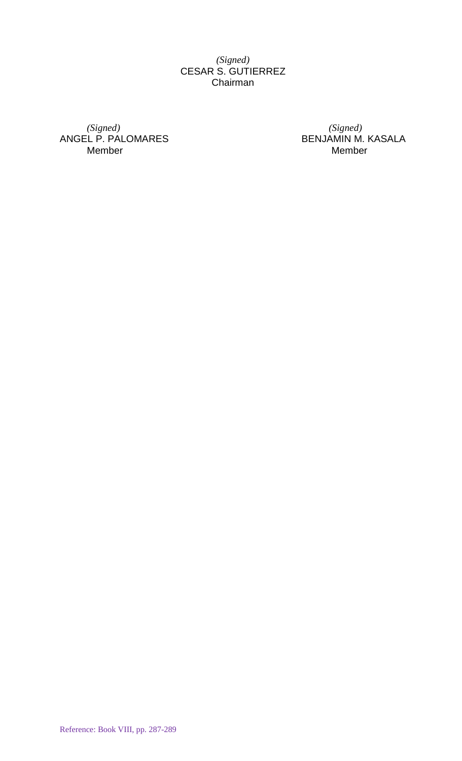*(Signed)*
CESAR S. GUTIERREZ
Chairman

*(Signed)*
ANGEL P. PALOMARES
Member

*(Signed)*
BENJAMIN M. KASALA
Member

Reference: Book VIII, pp. 287-289